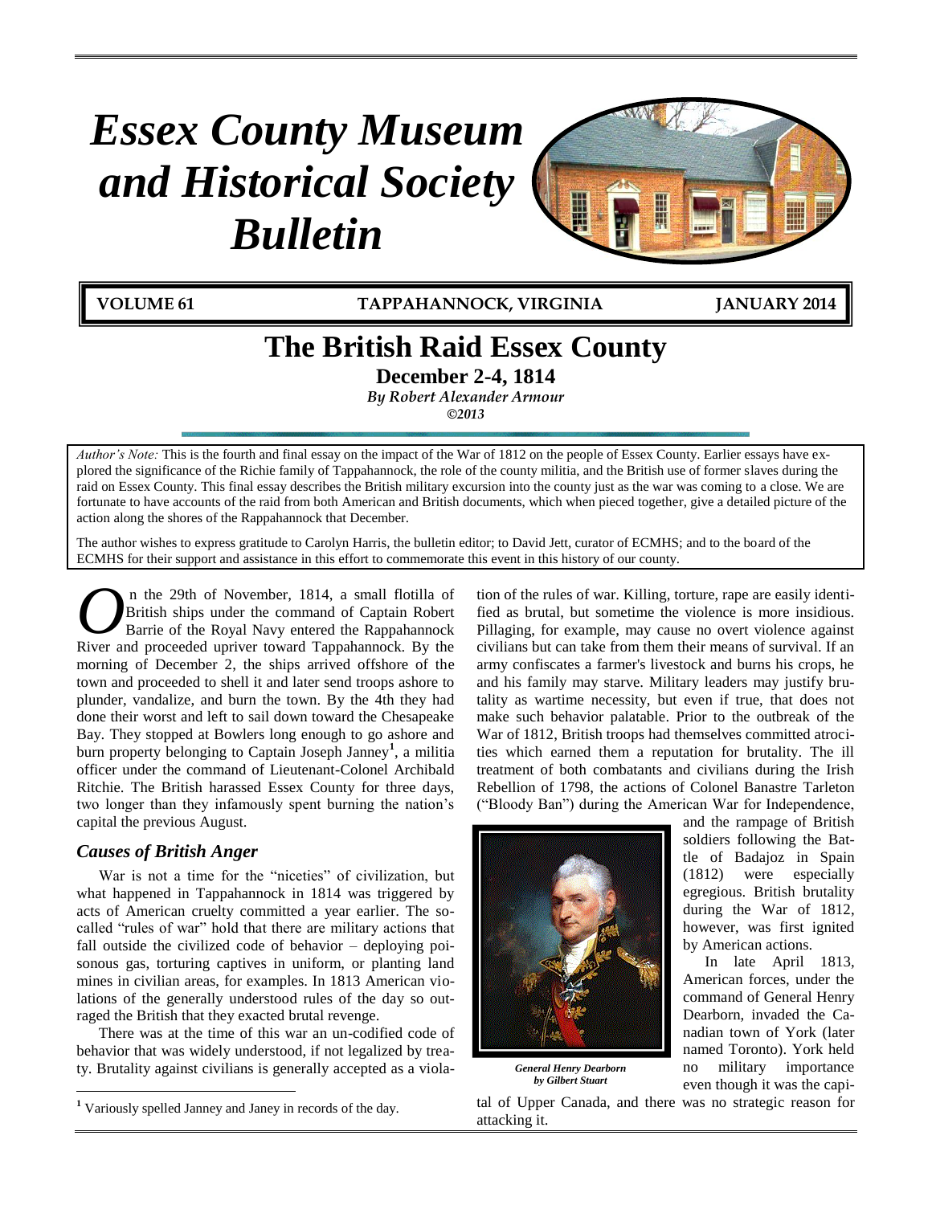# Essex County Museum and Historical Society Bulletin

**VOLUME 61 — TAPPAHANNOCK, VIRGINIA — JANUARY 2014**

## The British Raid Essex County

### December 2-4, 1814

*By Robert Alexander Armour*

*©2013*

*Author's Note:* This is the fourth and final essay on the impact of the War of 1812 on the people of Essex County. Earlier essays have explored the significance of the Richie family of Tappahannock, the role of the county militia, and the British use of former slaves during the raid on Essex County. This final essay describes the British military excursion into the county just as the war was coming to a close. We are fortunate to have accounts of the raid from both American and British documents, which when pieced together, give a detailed picture of the action along the shores of the Rappahannock that December.

The author wishes to express gratitude to Carolyn Harris, the bulletin editor; to David Jett, curator of ECMHS; and to the board of the ECMHS for their support and assistance in this effort to commemorate this event in this history of our county.

On the 29th of November, 1814, a small flotilla of British ships under the command of Captain Robert Barrie of the Royal Navy entered the Rappahannock River and proceeded upriver toward Tappahannock. By the morning of December 2, the ships arrived offshore of the town and proceeded to shell it and later send troops ashore to plunder, vandalize, and burn the town. By the 4th they had done their worst and left to sail down toward the Chesapeake Bay. They stopped at Bowlers long enough to go ashore and burn property belonging to Captain Joseph Janney[1], a militia officer under the command of Lieutenant-Colonel Archibald Ritchie. The British harassed Essex County for three days, two longer than they infamously spent burning the nation's capital the previous August.

### *Causes of British Anger*

War is not a time for the "niceties" of civilization, but what happened in Tappahannock in 1814 was triggered by acts of American cruelty committed a year earlier. The so-called "rules of war" hold that there are military actions that fall outside the civilized code of behavior – deploying poisonous gas, torturing captives in uniform, or planting land mines in civilian areas, for examples. In 1813 American violations of the generally understood rules of the day so outraged the British that they exacted brutal revenge.

There was at the time of this war an un-codified code of behavior that was widely understood, if not legalized by treaty. Brutality against civilians is generally accepted as a violation of the rules of war. Killing, torture, rape are easily identified as brutal, but sometime the violence is more insidious. Pillaging, for example, may cause no overt violence against civilians but can take from them their means of survival. If an army confiscates a farmer's livestock and burns his crops, he and his family may starve. Military leaders may justify brutality as wartime necessity, but even if true, that does not make such behavior palatable. Prior to the outbreak of the War of 1812, British troops had themselves committed atrocities which earned them a reputation for brutality. The ill treatment of both combatants and civilians during the Irish Rebellion of 1798, the actions of Colonel Banastre Tarleton ("Bloody Ban") during the American War for Independence, and the rampage of British soldiers following the Battle of Badajoz in Spain (1812) were especially egregious. British brutality during the War of 1812, however, was first ignited by American actions.

***General Henry Dearborn by Gilbert Stuart***

In late April 1813, American forces, under the command of General Henry Dearborn, invaded the Canadian town of York (later named Toronto). York held no military importance even though it was the capital of Upper Canada, and there was no strategic reason for attacking it.

[1] Variously spelled Janney and Janey in records of the day.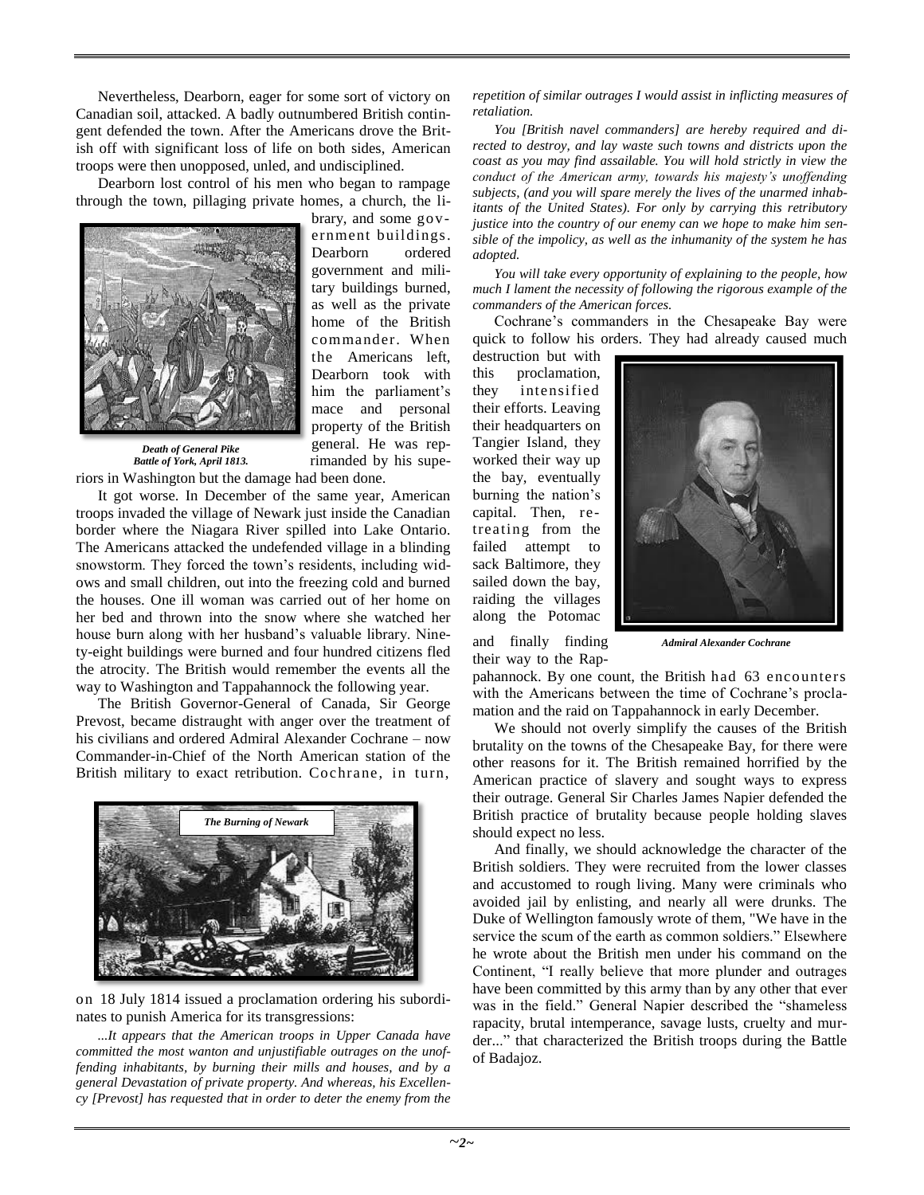Nevertheless, Dearborn, eager for some sort of victory on Canadian soil, attacked. A badly outnumbered British contingent defended the town. After the Americans drove the British off with significant loss of life on both sides, American troops were then unopposed, unled, and undisciplined.

Dearborn lost control of his men who began to rampage through the town, pillaging private homes, a church, the library, and some government buildings. Dearborn ordered government and military buildings burned, as well as the private home of the British commander. When the Americans left, Dearborn took with him the parliament's mace and personal property of the British general. He was reprimanded by his superiors in Washington but the damage had been done.

***Death of General Pike***
***Battle of York, April 1813.***

It got worse. In December of the same year, American troops invaded the village of Newark just inside the Canadian border where the Niagara River spilled into Lake Ontario. The Americans attacked the undefended village in a blinding snowstorm. They forced the town's residents, including widows and small children, out into the freezing cold and burned the houses. One ill woman was carried out of her home on her bed and thrown into the snow where she watched her house burn along with her husband's valuable library. Ninety-eight buildings were burned and four hundred citizens fled the atrocity. The British would remember the events all the way to Washington and Tappahannock the following year.

The British Governor-General of Canada, Sir George Prevost, became distraught with anger over the treatment of his civilians and ordered Admiral Alexander Cochrane – now Commander-in-Chief of the North American station of the British military to exact retribution. Cochrane, in turn, on 18 July 1814 issued a proclamation ordering his subordinates to punish America for its transgressions:

***The Burning of Newark***

*...It appears that the American troops in Upper Canada have committed the most wanton and unjustifiable outrages on the unoffending inhabitants, by burning their mills and houses, and by a general Devastation of private property. And whereas, his Excellency [Prevost] has requested that in order to deter the enemy from the repetition of similar outrages I would assist in inflicting measures of retaliation.*

*You [British navel commanders] are hereby required and directed to destroy, and lay waste such towns and districts upon the coast as you may find assailable. You will hold strictly in view the conduct of the American army, towards his majesty's unoffending subjects, (and you will spare merely the lives of the unarmed inhabitants of the United States). For only by carrying this retributory justice into the country of our enemy can we hope to make him sensible of the impolicy, as well as the inhumanity of the system he has adopted.*

*You will take every opportunity of explaining to the people, how much I lament the necessity of following the rigorous example of the commanders of the American forces.*

Cochrane's commanders in the Chesapeake Bay were quick to follow his orders. They had already caused much destruction but with this proclamation, they intensified their efforts. Leaving their headquarters on Tangier Island, they worked their way up the bay, eventually burning the nation's capital. Then, retreating from the failed attempt to sack Baltimore, they sailed down the bay, raiding the villages along the Potomac and finally finding their way to the Rappahannock. By one count, the British had 63 encounters with the Americans between the time of Cochrane's proclamation and the raid on Tappahannock in early December.

***Admiral Alexander Cochrane***

We should not overly simplify the causes of the British brutality on the towns of the Chesapeake Bay, for there were other reasons for it. The British remained horrified by the American practice of slavery and sought ways to express their outrage. General Sir Charles James Napier defended the British practice of brutality because people holding slaves should expect no less.

And finally, we should acknowledge the character of the British soldiers. They were recruited from the lower classes and accustomed to rough living. Many were criminals who avoided jail by enlisting, and nearly all were drunks. The Duke of Wellington famously wrote of them, "We have in the service the scum of the earth as common soldiers." Elsewhere he wrote about the British men under his command on the Continent, "I really believe that more plunder and outrages have been committed by this army than by any other that ever was in the field." General Napier described the "shameless rapacity, brutal intemperance, savage lusts, cruelty and murder..." that characterized the British troops during the Battle of Badajoz.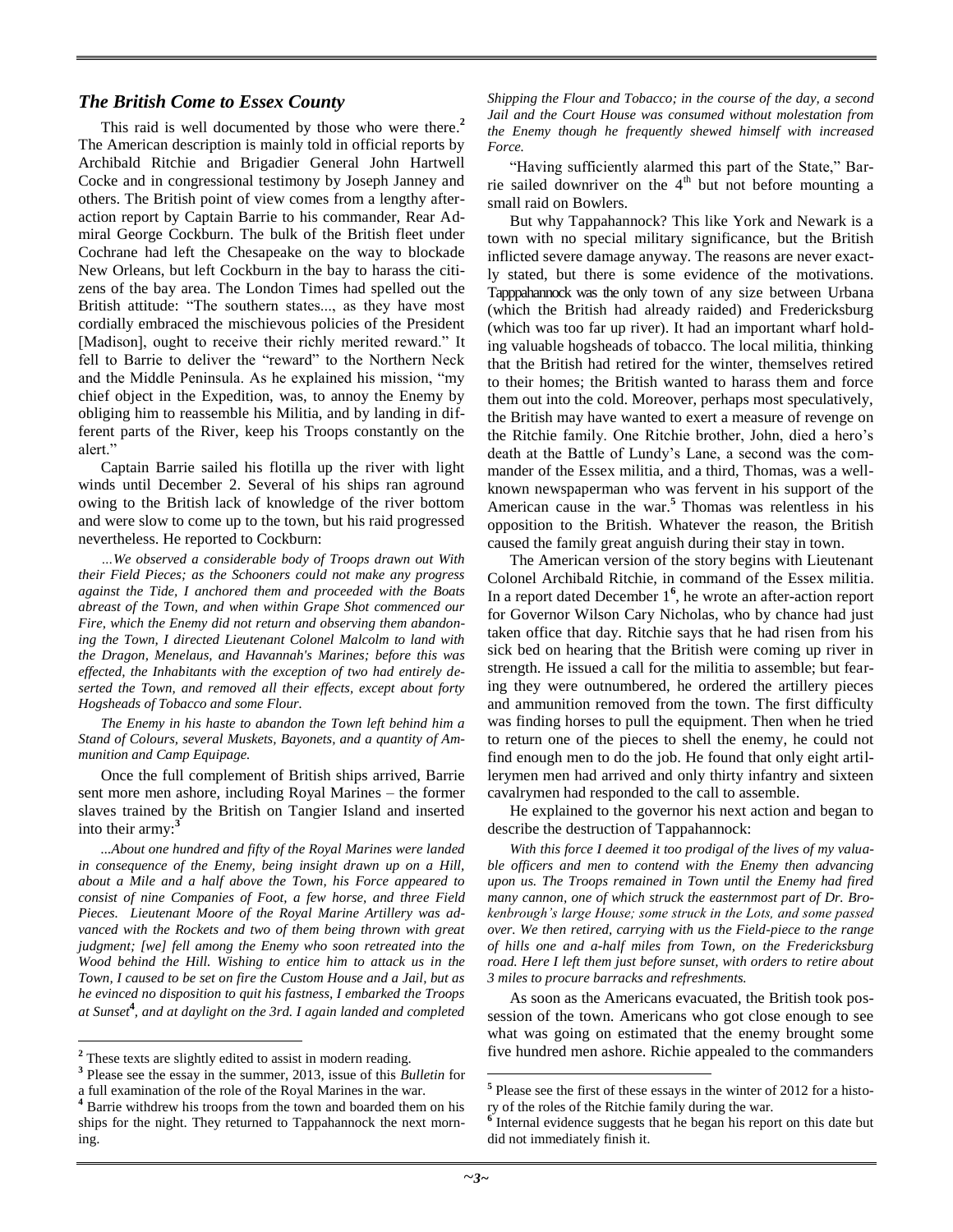## *The British Come to Essex County*

This raid is well documented by those who were there.[2] The American description is mainly told in official reports by Archibald Ritchie and Brigadier General John Hartwell Cocke and in congressional testimony by Joseph Janney and others. The British point of view comes from a lengthy after-action report by Captain Barrie to his commander, Rear Admiral George Cockburn. The bulk of the British fleet under Cochrane had left the Chesapeake on the way to blockade New Orleans, but left Cockburn in the bay to harass the citizens of the bay area. The London Times had spelled out the British attitude: "The southern states..., as they have most cordially embraced the mischievous policies of the President [Madison], ought to receive their richly merited reward." It fell to Barrie to deliver the "reward" to the Northern Neck and the Middle Peninsula. As he explained his mission, "my chief object in the Expedition, was, to annoy the Enemy by obliging him to reassemble his Militia, and by landing in different parts of the River, keep his Troops constantly on the alert."

Captain Barrie sailed his flotilla up the river with light winds until December 2. Several of his ships ran aground owing to the British lack of knowledge of the river bottom and were slow to come up to the town, but his raid progressed nevertheless. He reported to Cockburn:

> *…We observed a considerable body of Troops drawn out With their Field Pieces; as the Schooners could not make any progress against the Tide, I anchored them and proceeded with the Boats abreast of the Town, and when within Grape Shot commenced our Fire, which the Enemy did not return and observing them abandoning the Town, I directed Lieutenant Colonel Malcolm to land with the Dragon, Menelaus, and Havannah's Marines; before this was effected, the Inhabitants with the exception of two had entirely deserted the Town, and removed all their effects, except about forty Hogsheads of Tobacco and some Flour.*
>
> *The Enemy in his haste to abandon the Town left behind him a Stand of Colours, several Muskets, Bayonets, and a quantity of Ammunition and Camp Equipage.*

Once the full complement of British ships arrived, Barrie sent more men ashore, including Royal Marines – the former slaves trained by the British on Tangier Island and inserted into their army:[3]

> *...About one hundred and fifty of the Royal Marines were landed in consequence of the Enemy, being insight drawn up on a Hill, about a Mile and a half above the Town, his Force appeared to consist of nine Companies of Foot, a few horse, and three Field Pieces. Lieutenant Moore of the Royal Marine Artillery was advanced with the Rockets and two of them being thrown with great judgment; [we] fell among the Enemy who soon retreated into the Wood behind the Hill. Wishing to entice him to attack us in the Town, I caused to be set on fire the Custom House and a Jail, but as he evinced no disposition to quit his fastness, I embarked the Troops at Sunset*[4]*, and at daylight on the 3rd. I again landed and completed Shipping the Flour and Tobacco; in the course of the day, a second Jail and the Court House was consumed without molestation from the Enemy though he frequently shewed himself with increased Force.*

"Having sufficiently alarmed this part of the State," Barrie sailed downriver on the 4th but not before mounting a small raid on Bowlers.

But why Tappahannock? This like York and Newark is a town with no special military significance, but the British inflicted severe damage anyway. The reasons are never exactly stated, but there is some evidence of the motivations. Tapppahannock was the only town of any size between Urbana (which the British had already raided) and Fredericksburg (which was too far up river). It had an important wharf holding valuable hogsheads of tobacco. The local militia, thinking that the British had retired for the winter, themselves retired to their homes; the British wanted to harass them and force them out into the cold. Moreover, perhaps most speculatively, the British may have wanted to exert a measure of revenge on the Ritchie family. One Ritchie brother, John, died a hero's death at the Battle of Lundy's Lane, a second was the commander of the Essex militia, and a third, Thomas, was a well-known newspaperman who was fervent in his support of the American cause in the war.[5] Thomas was relentless in his opposition to the British. Whatever the reason, the British caused the family great anguish during their stay in town.

The American version of the story begins with Lieutenant Colonel Archibald Ritchie, in command of the Essex militia. In a report dated December 1[6], he wrote an after-action report for Governor Wilson Cary Nicholas, who by chance had just taken office that day. Ritchie says that he had risen from his sick bed on hearing that the British were coming up river in strength. He issued a call for the militia to assemble; but fearing they were outnumbered, he ordered the artillery pieces and ammunition removed from the town. The first difficulty was finding horses to pull the equipment. Then when he tried to return one of the pieces to shell the enemy, he could not find enough men to do the job. He found that only eight artillerymen men had arrived and only thirty infantry and sixteen cavalrymen had responded to the call to assemble.

He explained to the governor his next action and began to describe the destruction of Tappahannock:

> *With this force I deemed it too prodigal of the lives of my valuable officers and men to contend with the Enemy then advancing upon us. The Troops remained in Town until the Enemy had fired many cannon, one of which struck the easternmost part of Dr. Brokenbrough's large House; some struck in the Lots, and some passed over. We then retired, carrying with us the Field-piece to the range of hills one and a-half miles from Town, on the Fredericksburg road. Here I left them just before sunset, with orders to retire about 3 miles to procure barracks and refreshments.*

As soon as the Americans evacuated, the British took possession of the town. Americans who got close enough to see what was going on estimated that the enemy brought some five hundred men ashore. Richie appealed to the commanders

---

[2] These texts are slightly edited to assist in modern reading.

[3] Please see the essay in the summer, 2013, issue of this *Bulletin* for a full examination of the role of the Royal Marines in the war.

[4] Barrie withdrew his troops from the town and boarded them on his ships for the night. They returned to Tappahannock the next morning.

[5] Please see the first of these essays in the winter of 2012 for a history of the roles of the Ritchie family during the war.

[6] Internal evidence suggests that he began his report on this date but did not immediately finish it.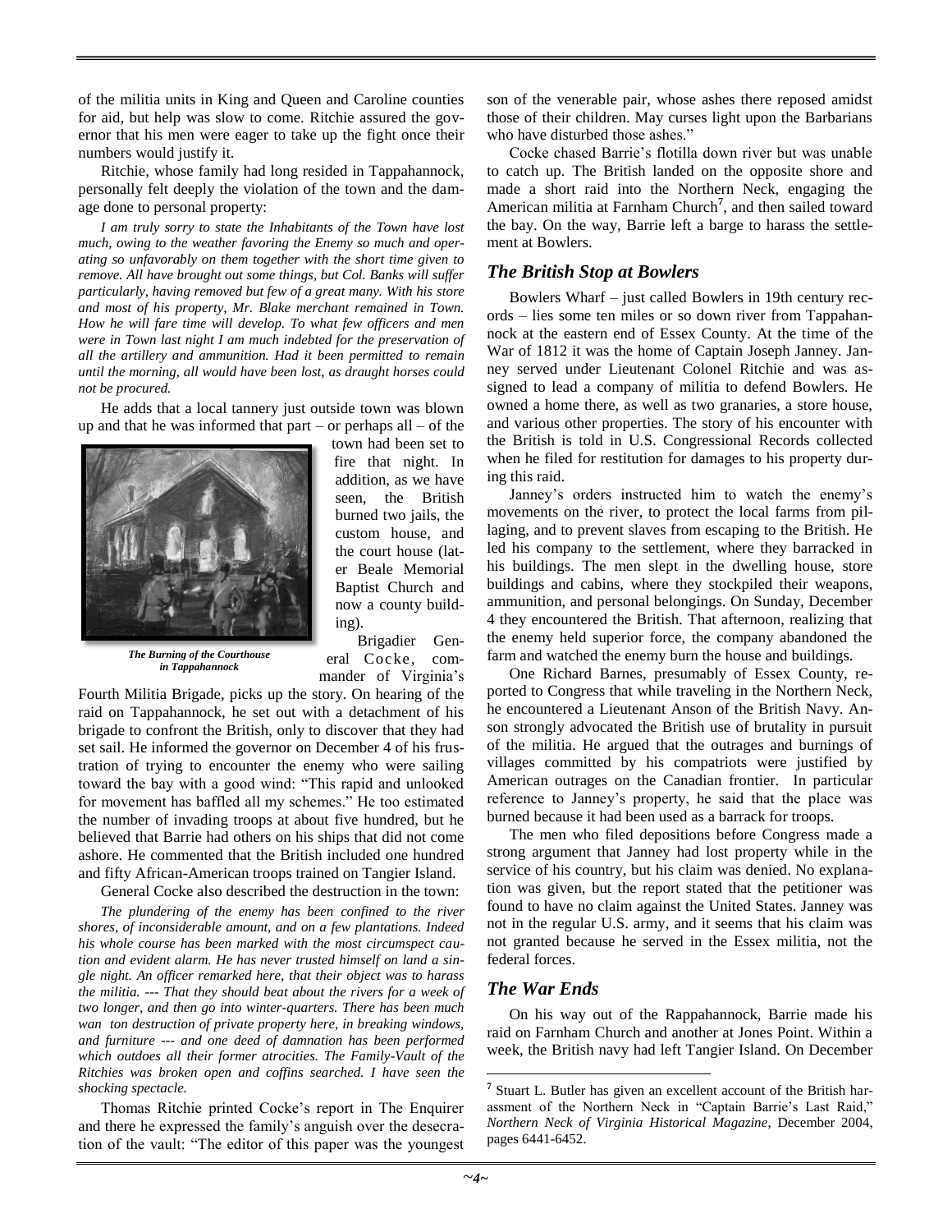of the militia units in King and Queen and Caroline counties for aid, but help was slow to come. Ritchie assured the governor that his men were eager to take up the fight once their numbers would justify it.

Ritchie, whose family had long resided in Tappahannock, personally felt deeply the violation of the town and the damage done to personal property:

*I am truly sorry to state the Inhabitants of the Town have lost much, owing to the weather favoring the Enemy so much and operating so unfavorably on them together with the short time given to remove. All have brought out some things, but Col. Banks will suffer particularly, having removed but few of a great many. With his store and most of his property, Mr. Blake merchant remained in Town. How he will fare time will develop. To what few officers and men were in Town last night I am much indebted for the preservation of all the artillery and ammunition. Had it been permitted to remain until the morning, all would have been lost, as draught horses could not be procured.*

He adds that a local tannery just outside town was blown up and that he was informed that part – or perhaps all – of the town had been set to fire that night. In addition, as we have seen, the British burned two jails, the custom house, and the court house (later Beale Memorial Baptist Church and now a county building).

***The Burning of the Courthouse in Tappahannock***

Brigadier General Cocke, commander of Virginia's Fourth Militia Brigade, picks up the story. On hearing of the raid on Tappahannock, he set out with a detachment of his brigade to confront the British, only to discover that they had set sail. He informed the governor on December 4 of his frustration of trying to encounter the enemy who were sailing toward the bay with a good wind: "This rapid and unlooked for movement has baffled all my schemes." He too estimated the number of invading troops at about five hundred, but he believed that Barrie had others on his ships that did not come ashore. He commented that the British included one hundred and fifty African-American troops trained on Tangier Island.

General Cocke also described the destruction in the town:

*The plundering of the enemy has been confined to the river shores, of inconsiderable amount, and on a few plantations. Indeed his whole course has been marked with the most circumspect caution and evident alarm. He has never trusted himself on land a single night. An officer remarked here, that their object was to harass the militia. --- That they should beat about the rivers for a week of two longer, and then go into winter-quarters. There has been much wan ton destruction of private property here, in breaking windows, and furniture --- and one deed of damnation has been performed which outdoes all their former atrocities. The Family-Vault of the Ritchies was broken open and coffins searched. I have seen the shocking spectacle.*

Thomas Ritchie printed Cocke's report in The Enquirer and there he expressed the family's anguish over the desecration of the vault: "The editor of this paper was the youngest son of the venerable pair, whose ashes there reposed amidst those of their children. May curses light upon the Barbarians who have disturbed those ashes."

Cocke chased Barrie's flotilla down river but was unable to catch up. The British landed on the opposite shore and made a short raid into the Northern Neck, engaging the American militia at Farnham Church[7], and then sailed toward the bay. On the way, Barrie left a barge to harass the settlement at Bowlers.

## *The British Stop at Bowlers*

Bowlers Wharf – just called Bowlers in 19th century records – lies some ten miles or so down river from Tappahannock at the eastern end of Essex County. At the time of the War of 1812 it was the home of Captain Joseph Janney. Janney served under Lieutenant Colonel Ritchie and was assigned to lead a company of militia to defend Bowlers. He owned a home there, as well as two granaries, a store house, and various other properties. The story of his encounter with the British is told in U.S. Congressional Records collected when he filed for restitution for damages to his property during this raid.

Janney's orders instructed him to watch the enemy's movements on the river, to protect the local farms from pillaging, and to prevent slaves from escaping to the British. He led his company to the settlement, where they barracked in his buildings. The men slept in the dwelling house, store buildings and cabins, where they stockpiled their weapons, ammunition, and personal belongings. On Sunday, December 4 they encountered the British. That afternoon, realizing that the enemy held superior force, the company abandoned the farm and watched the enemy burn the house and buildings.

One Richard Barnes, presumably of Essex County, reported to Congress that while traveling in the Northern Neck, he encountered a Lieutenant Anson of the British Navy. Anson strongly advocated the British use of brutality in pursuit of the militia. He argued that the outrages and burnings of villages committed by his compatriots were justified by American outrages on the Canadian frontier. In particular reference to Janney's property, he said that the place was burned because it had been used as a barrack for troops.

The men who filed depositions before Congress made a strong argument that Janney had lost property while in the service of his country, but his claim was denied. No explanation was given, but the report stated that the petitioner was found to have no claim against the United States. Janney was not in the regular U.S. army, and it seems that his claim was not granted because he served in the Essex militia, not the federal forces.

## *The War Ends*

On his way out of the Rappahannock, Barrie made his raid on Farnham Church and another at Jones Point. Within a week, the British navy had left Tangier Island. On December

---

[7] Stuart L. Butler has given an excellent account of the British harassment of the Northern Neck in "Captain Barrie's Last Raid," *Northern Neck of Virginia Historical Magazine*, December 2004, pages 6441-6452.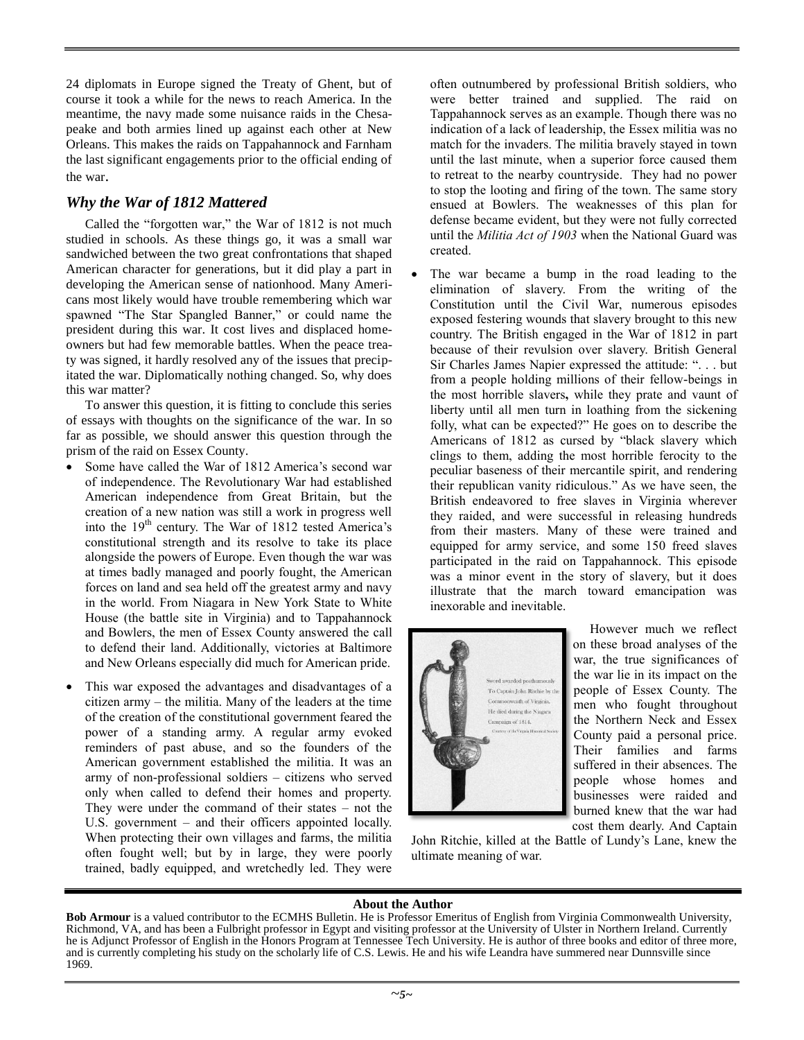24 diplomats in Europe signed the Treaty of Ghent, but of course it took a while for the news to reach America. In the meantime, the navy made some nuisance raids in the Chesapeake and both armies lined up against each other at New Orleans. This makes the raids on Tappahannock and Farnham the last significant engagements prior to the official ending of the war.

## *Why the War of 1812 Mattered*

Called the "forgotten war," the War of 1812 is not much studied in schools. As these things go, it was a small war sandwiched between the two great confrontations that shaped American character for generations, but it did play a part in developing the American sense of nationhood. Many Americans most likely would have trouble remembering which war spawned "The Star Spangled Banner," or could name the president during this war. It cost lives and displaced homeowners but had few memorable battles. When the peace treaty was signed, it hardly resolved any of the issues that precipitated the war. Diplomatically nothing changed. So, why does this war matter?

To answer this question, it is fitting to conclude this series of essays with thoughts on the significance of the war. In so far as possible, we should answer this question through the prism of the raid on Essex County.

- Some have called the War of 1812 America's second war of independence. The Revolutionary War had established American independence from Great Britain, but the creation of a new nation was still a work in progress well into the 19th century. The War of 1812 tested America's constitutional strength and its resolve to take its place alongside the powers of Europe. Even though the war was at times badly managed and poorly fought, the American forces on land and sea held off the greatest army and navy in the world. From Niagara in New York State to White House (the battle site in Virginia) and to Tappahannock and Bowlers, the men of Essex County answered the call to defend their land. Additionally, victories at Baltimore and New Orleans especially did much for American pride.
- This war exposed the advantages and disadvantages of a citizen army – the militia. Many of the leaders at the time of the creation of the constitutional government feared the power of a standing army. A regular army evoked reminders of past abuse, and so the founders of the American government established the militia. It was an army of non-professional soldiers – citizens who served only when called to defend their homes and property. They were under the command of their states – not the U.S. government – and their officers appointed locally. When protecting their own villages and farms, the militia often fought well; but by in large, they were poorly trained, badly equipped, and wretchedly led. They were often outnumbered by professional British soldiers, who were better trained and supplied. The raid on Tappahannock serves as an example. Though there was no indication of a lack of leadership, the Essex militia was no match for the invaders. The militia bravely stayed in town until the last minute, when a superior force caused them to retreat to the nearby countryside. They had no power to stop the looting and firing of the town. The same story ensued at Bowlers. The weaknesses of this plan for defense became evident, but they were not fully corrected until the *Militia Act of 1903* when the National Guard was created.
- The war became a bump in the road leading to the elimination of slavery. From the writing of the Constitution until the Civil War, numerous episodes exposed festering wounds that slavery brought to this new country. The British engaged in the War of 1812 in part because of their revulsion over slavery. British General Sir Charles James Napier expressed the attitude: ". . . but from a people holding millions of their fellow-beings in the most horrible slavers**,** while they prate and vaunt of liberty until all men turn in loathing from the sickening folly, what can be expected?" He goes on to describe the Americans of 1812 as cursed by "black slavery which clings to them, adding the most horrible ferocity to the peculiar baseness of their mercantile spirit, and rendering their republican vanity ridiculous." As we have seen, the British endeavored to free slaves in Virginia wherever they raided, and were successful in releasing hundreds from their masters. Many of these were trained and equipped for army service, and some 150 freed slaves participated in the raid on Tappahannock. This episode was a minor event in the story of slavery, but it does illustrate that the march toward emancipation was inexorable and inevitable.

Sword awarded posthumously To Captain John Ritchie by the Commonwealth of Virginia. He died during the Niagara Campaign of 1814. Courtesy of the Virginia Historical Society

However much we reflect on these broad analyses of the war, the true significances of the war lie in its impact on the people of Essex County. The men who fought throughout the Northern Neck and Essex County paid a personal price. Their families and farms suffered in their absences. The people whose homes and businesses were raided and burned knew that the war had cost them dearly. And Captain John Ritchie, killed at the Battle of Lundy's Lane, knew the ultimate meaning of war.

---

**About the Author**

**Bob Armour** is a valued contributor to the ECMHS Bulletin. He is Professor Emeritus of English from Virginia Commonwealth University, Richmond, VA, and has been a Fulbright professor in Egypt and visiting professor at the University of Ulster in Northern Ireland. Currently he is Adjunct Professor of English in the Honors Program at Tennessee Tech University. He is author of three books and editor of three more, and is currently completing his study on the scholarly life of C.S. Lewis. He and his wife Leandra have summered near Dunnsville since 1969.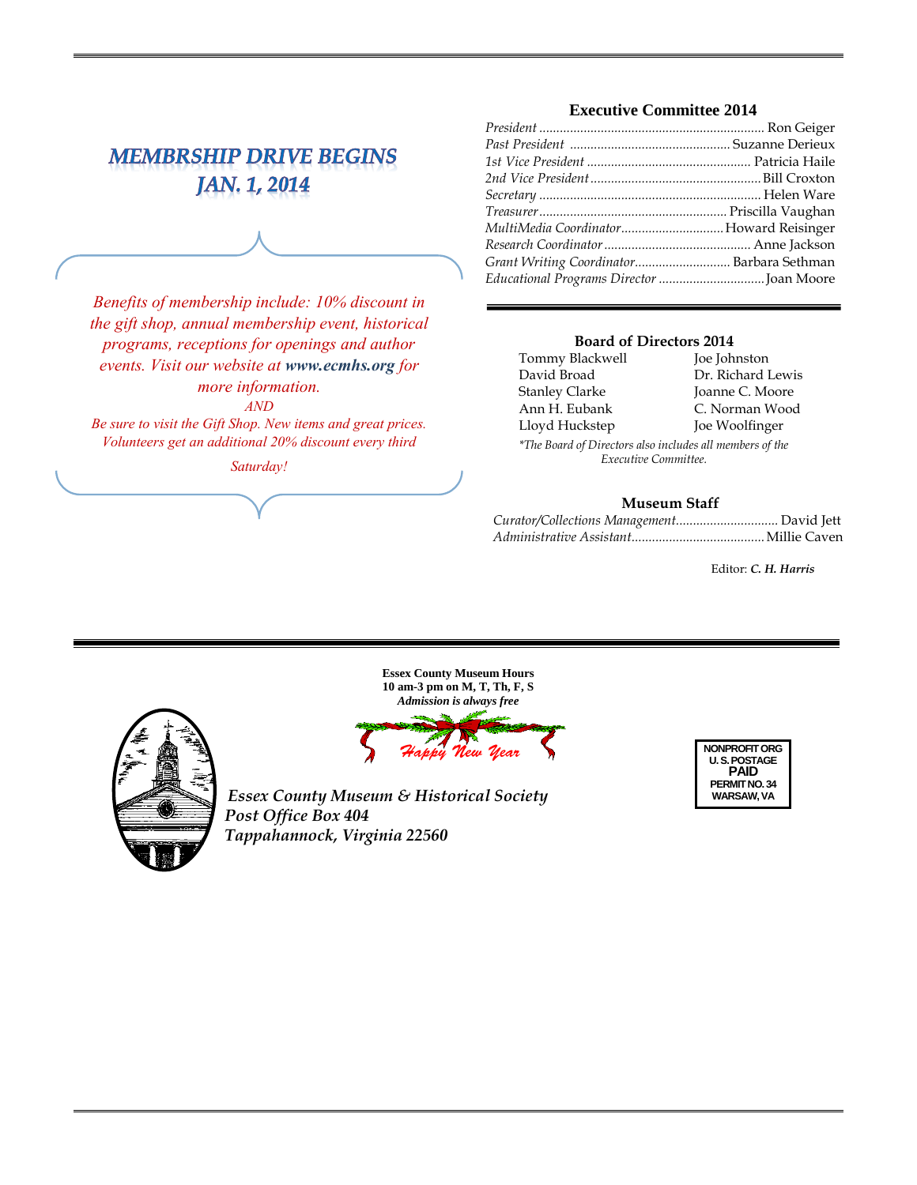## MEMBRSHIP DRIVE BEGINS JAN. 1, 2014

*Benefits of membership include: 10% discount in the gift shop, annual membership event, historical programs, receptions for openings and author events. Visit our website at **www.ecmhs.org** for more information.*

*AND*

*Be sure to visit the Gift Shop. New items and great prices. Volunteers get an additional 20% discount every third Saturday!*

### Executive Committee 2014

*President* ........ Ron Geiger
*Past President* ........ Suzanne Derieux
*1st Vice President* ........ Patricia Haile
*2nd Vice President* ........ Bill Croxton
*Secretary* ........ Helen Ware
*Treasurer* ........ Priscilla Vaughan
*MultiMedia Coordinator* ........ Howard Reisinger
*Research Coordinator* ........ Anne Jackson
*Grant Writing Coordinator* ........ Barbara Sethman
*Educational Programs Director* ........ Joan Moore

### Board of Directors 2014

| | |
|---|---|
| Tommy Blackwell | Joe Johnston |
| David Broad | Dr. Richard Lewis |
| Stanley Clarke | Joanne C. Moore |
| Ann H. Eubank | C. Norman Wood |
| Lloyd Huckstep | Joe Woolfinger |

*\*The Board of Directors also includes all members of the Executive Committee.*

### Museum Staff

*Curator/Collections Management* ........ David Jett
*Administrative Assistant* ........ Millie Caven

Editor: ***C. H. Harris***

**Essex County Museum Hours**
**10 am-3 pm on M, T, Th, F, S**
***Admission is always free***

*Happy New Year*

*Essex County Museum & Historical Society*
*Post Office Box 404*
*Tappahannock, Virginia 22560*

NONPROFIT ORG
U. S. POSTAGE
PAID
PERMIT NO. 34
WARSAW, VA